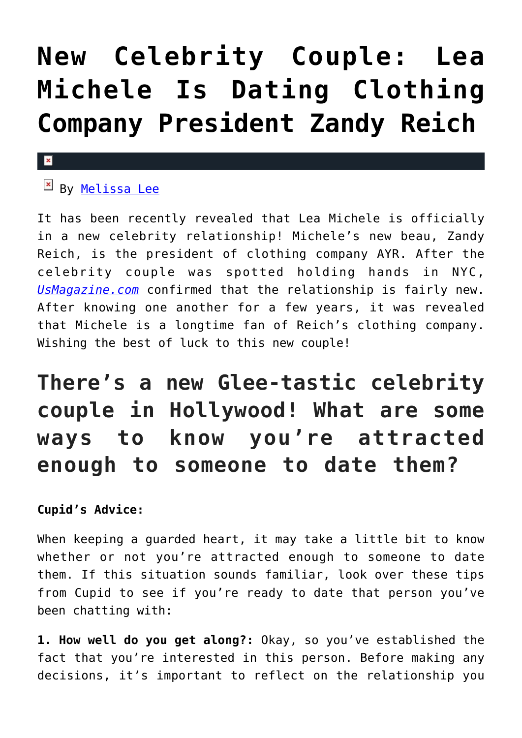# New Celebrity Couple: Lea Michele Is Dating Clothing Company President Zandy Reich

By Melissa Lee

It has been recently revealed that Lea Michele is officially in a new celebrity relationship! Michele's new beau, Zandy Reich, is the president of clothing company AYR. After the celebrity couple was spotted holding hands in NYC, *UsMagazine.com* confirmed that the relationship is fairly new. After knowing one another for a few years, it was revealed that Michele is a longtime fan of Reich's clothing company. Wishing the best of luck to this new couple!

## There's a new Glee-tastic celebrity couple in Hollywood! What are some ways to know you're attracted enough to someone to date them?

**Cupid's Advice:**

When keeping a guarded heart, it may take a little bit to know whether or not you're attracted enough to someone to date them. If this situation sounds familiar, look over these tips from Cupid to see if you're ready to date that person you've been chatting with:

**1. How well do you get along?:** Okay, so you've established the fact that you're interested in this person. Before making any decisions, it's important to reflect on the relationship you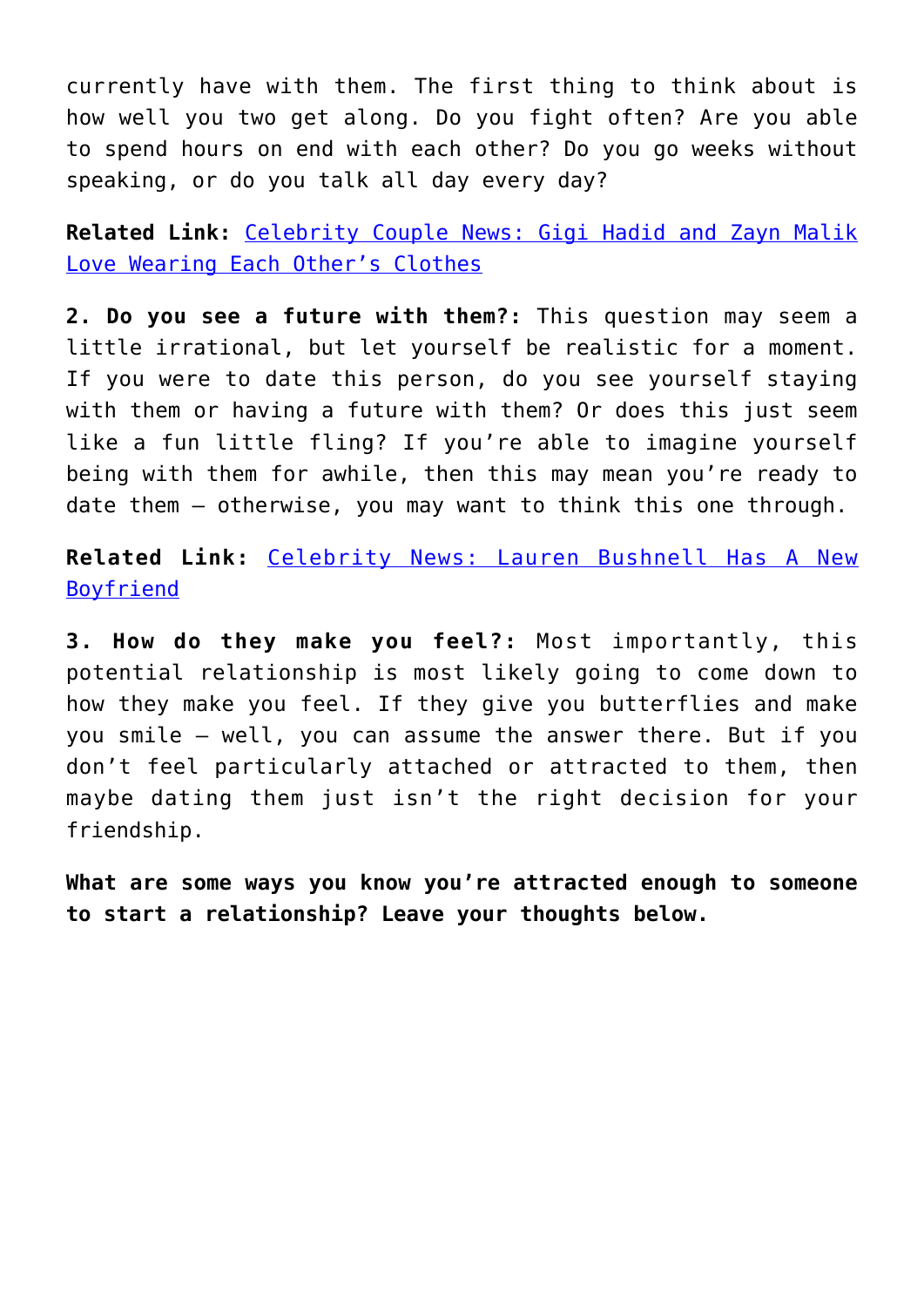currently have with them. The first thing to think about is how well you two get along. Do you fight often? Are you able to spend hours on end with each other? Do you go weeks without speaking, or do you talk all day every day?

**Related Link:** Celebrity Couple News: Gigi Hadid and Zayn Malik Love Wearing Each Other's Clothes

**2. Do you see a future with them?:** This question may seem a little irrational, but let yourself be realistic for a moment. If you were to date this person, do you see yourself staying with them or having a future with them? Or does this just seem like a fun little fling? If you're able to imagine yourself being with them for awhile, then this may mean you're ready to date them – otherwise, you may want to think this one through.

**Related Link:** Celebrity News: Lauren Bushnell Has A New Boyfriend

**3. How do they make you feel?:** Most importantly, this potential relationship is most likely going to come down to how they make you feel. If they give you butterflies and make you smile – well, you can assume the answer there. But if you don't feel particularly attached or attracted to them, then maybe dating them just isn't the right decision for your friendship.

**What are some ways you know you're attracted enough to someone to start a relationship? Leave your thoughts below.**